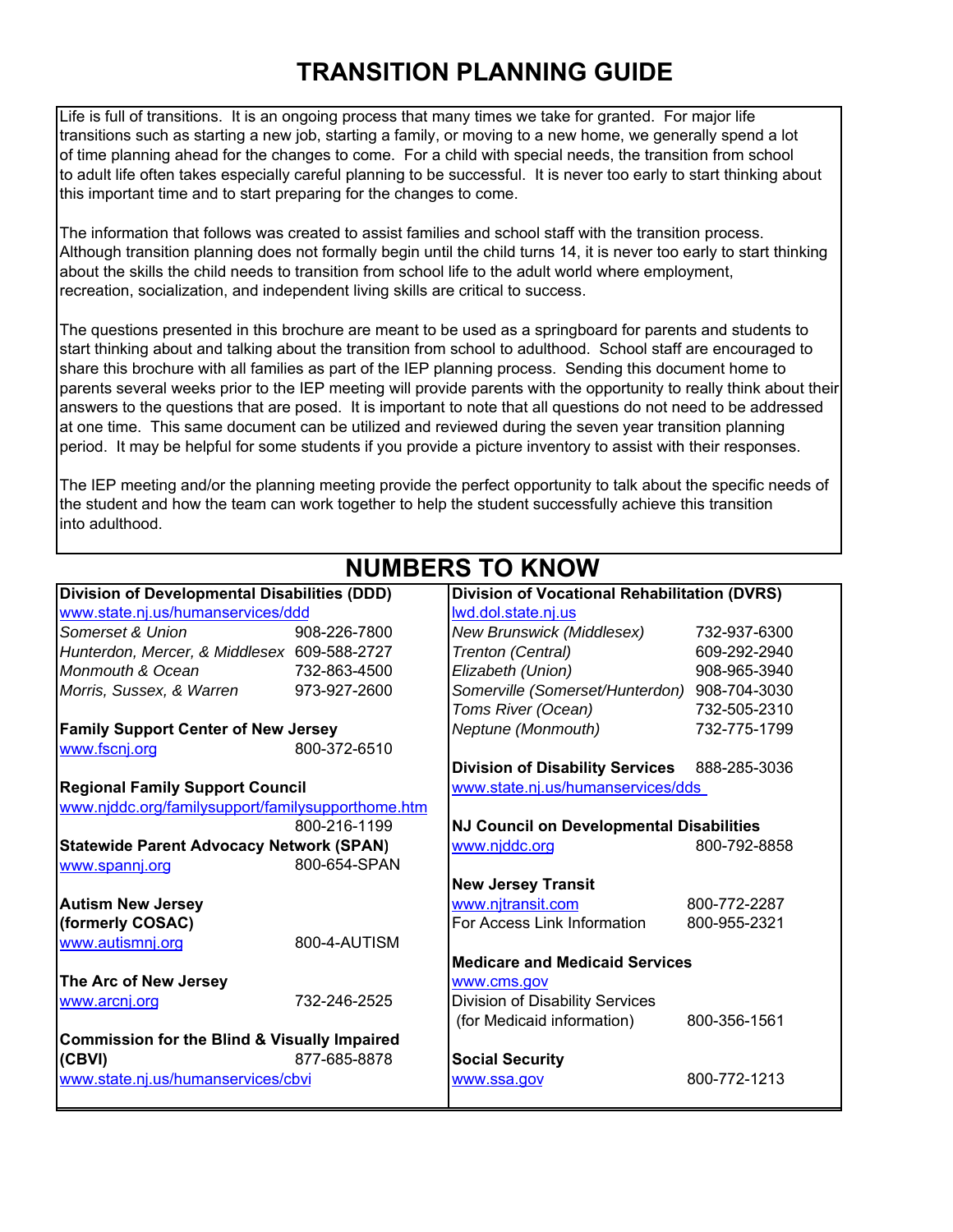# TRANSITION PLANNING GUIDE

Life is full of transitions. It is an ongoing process that many times we take for granted. For major life transitions such as starting a new job, starting a family, or moving to a new home, we generally spend a lot of time planning ahead for the changes to come. For a child with special needs, the transition from school to adult life often takes especially careful planning to be successful. It is never too early to start thinking about this important time and to start preparing for the changes to come.

The information that follows was created to assist families and school staff with the transition process. Although transition planning does not formally begin until the child turns 14, it is never too early to start thinking about the skills the child needs to transition from school life to the adult world where employment, recreation, socialization, and independent living skills are critical to success.

The questions presented in this brochure are meant to be used as a springboard for parents and students to start thinking about and talking about the transition from school to adulthood. School staff are encouraged to share this brochure with all families as part of the IEP planning process. Sending this document home to parents several weeks prior to the IEP meeting will provide parents with the opportunity to really think about their answers to the questions that are posed. It is important to note that all questions do not need to be addressed at one time. This same document can be utilized and reviewed during the seven year transition planning period. It may be helpful for some students if you provide a picture inventory to assist with their responses.

The IEP meeting and/or the planning meeting provide the perfect opportunity to talk about the specific needs of the student and how the team can work together to help the student successfully achieve this transition into adulthood.

## NUMBERS TO KNOW

**Division of Developmental Disabilities (DDD)**
www.state.nj.us/humanservices/ddd

| | |
|---|---|
| *Somerset & Union* | 908-226-7800 |
| *Hunterdon, Mercer, & Middlesex* | 609-588-2727 |
| *Monmouth & Ocean* | 732-863-4500 |
| *Morris, Sussex, & Warren* | 973-927-2600 |

**Family Support Center of New Jersey**
www.fscnj.org — 800-372-6510

**Regional Family Support Council**
www.njddc.org/familysupport/familysupporthome.htm — 800-216-1199

**Statewide Parent Advocacy Network (SPAN)**
www.spannj.org — 800-654-SPAN

**Autism New Jersey (formerly COSAC)**
www.autismnj.org — 800-4-AUTISM

**The Arc of New Jersey**
www.arcnj.org — 732-246-2525

**Commission for the Blind & Visually Impaired (CBVI)** — 877-685-8878
www.state.nj.us/humanservices/cbvi

**Division of Vocational Rehabilitation (DVRS)**
lwd.dol.state.nj.us

| | |
|---|---|
| *New Brunswick (Middlesex)* | 732-937-6300 |
| *Trenton (Central)* | 609-292-2940 |
| *Elizabeth (Union)* | 908-965-3940 |
| *Somerville (Somerset/Hunterdon)* | 908-704-3030 |
| *Toms River (Ocean)* | 732-505-2310 |
| *Neptune (Monmouth)* | 732-775-1799 |

**Division of Disability Services** — 888-285-3036
www.state.nj.us/humanservices/dds

**NJ Council on Developmental Disabilities**
www.njddc.org — 800-792-8858

**New Jersey Transit**
www.njtransit.com — 800-772-2287
For Access Link Information — 800-955-2321

**Medicare and Medicaid Services**
www.cms.gov
Division of Disability Services (for Medicaid information) — 800-356-1561

**Social Security**
www.ssa.gov — 800-772-1213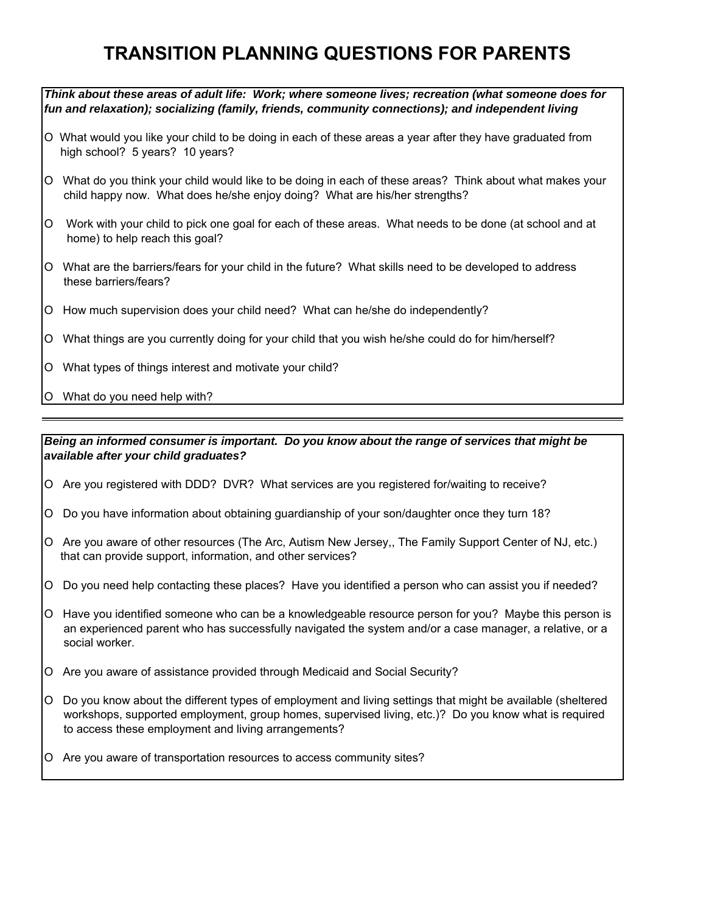# TRANSITION PLANNING QUESTIONS FOR PARENTS

***Think about these areas of adult life: Work; where someone lives; recreation (what someone does for fun and relaxation); socializing (family, friends, community connections); and independent living***

- O What would you like your child to be doing in each of these areas a year after they have graduated from high school? 5 years? 10 years?
- O What do you think your child would like to be doing in each of these areas? Think about what makes your child happy now. What does he/she enjoy doing? What are his/her strengths?
- O Work with your child to pick one goal for each of these areas. What needs to be done (at school and at home) to help reach this goal?
- O What are the barriers/fears for your child in the future? What skills need to be developed to address these barriers/fears?
- O How much supervision does your child need? What can he/she do independently?
- O What things are you currently doing for your child that you wish he/she could do for him/herself?
- O What types of things interest and motivate your child?
- O What do you need help with?

---

***Being an informed consumer is important. Do you know about the range of services that might be available after your child graduates?***

- O Are you registered with DDD? DVR? What services are you registered for/waiting to receive?
- O Do you have information about obtaining guardianship of your son/daughter once they turn 18?
- O Are you aware of other resources (The Arc, Autism New Jersey,, The Family Support Center of NJ, etc.) that can provide support, information, and other services?
- O Do you need help contacting these places? Have you identified a person who can assist you if needed?
- O Have you identified someone who can be a knowledgeable resource person for you? Maybe this person is an experienced parent who has successfully navigated the system and/or a case manager, a relative, or a social worker.
- O Are you aware of assistance provided through Medicaid and Social Security?
- O Do you know about the different types of employment and living settings that might be available (sheltered workshops, supported employment, group homes, supervised living, etc.)? Do you know what is required to access these employment and living arrangements?
- O Are you aware of transportation resources to access community sites?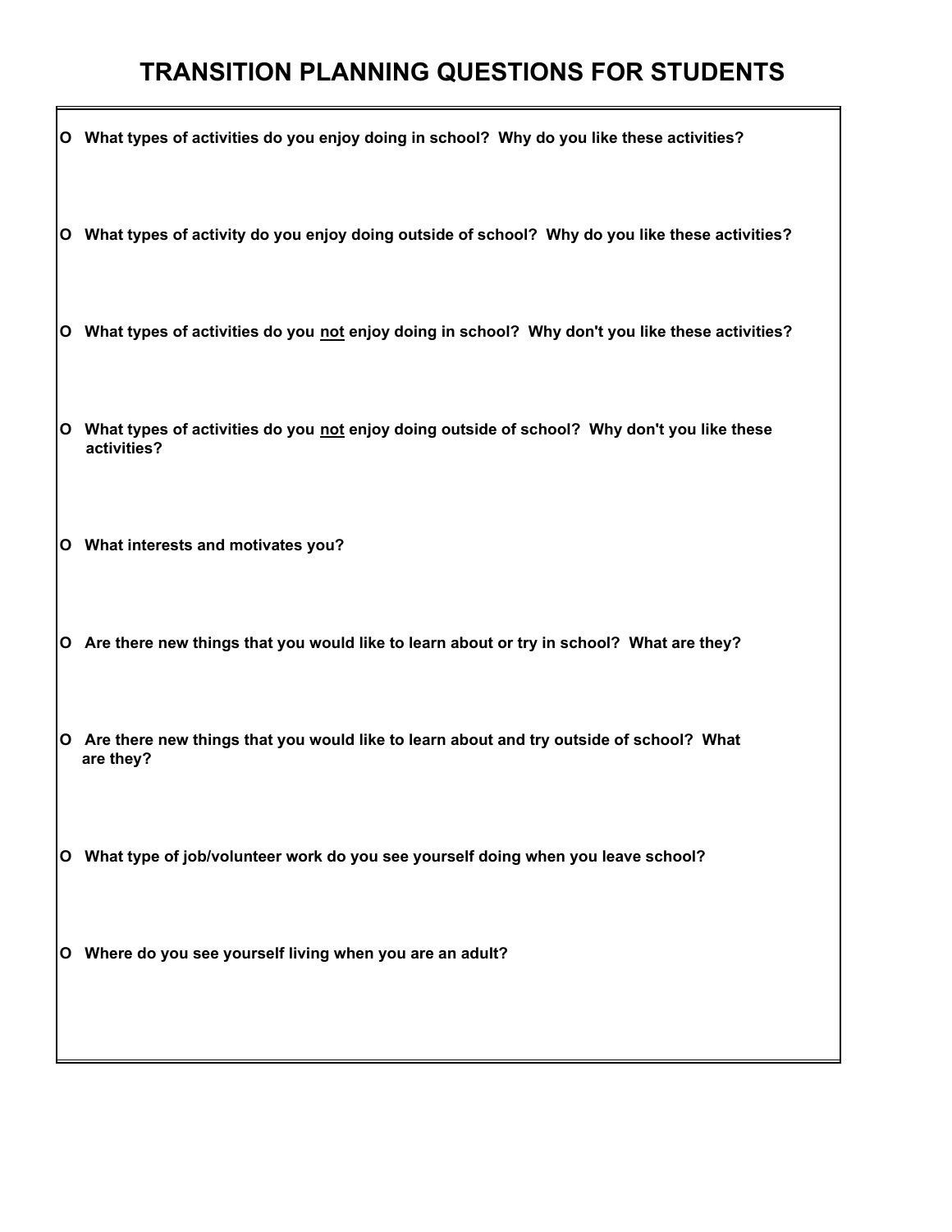# TRANSITION PLANNING QUESTIONS FOR STUDENTS

- **What types of activities do you enjoy doing in school? Why do you like these activities?**

- **What types of activity do you enjoy doing outside of school? Why do you like these activities?**

- **What types of activities do you <u>not</u> enjoy doing in school? Why don't you like these activities?**

- **What types of activities do you <u>not</u> enjoy doing outside of school? Why don't you like these activities?**

- **What interests and motivates you?**

- **Are there new things that you would like to learn about or try in school? What are they?**

- **Are there new things that you would like to learn about and try outside of school? What are they?**

- **What type of job/volunteer work do you see yourself doing when you leave school?**

- **Where do you see yourself living when you are an adult?**